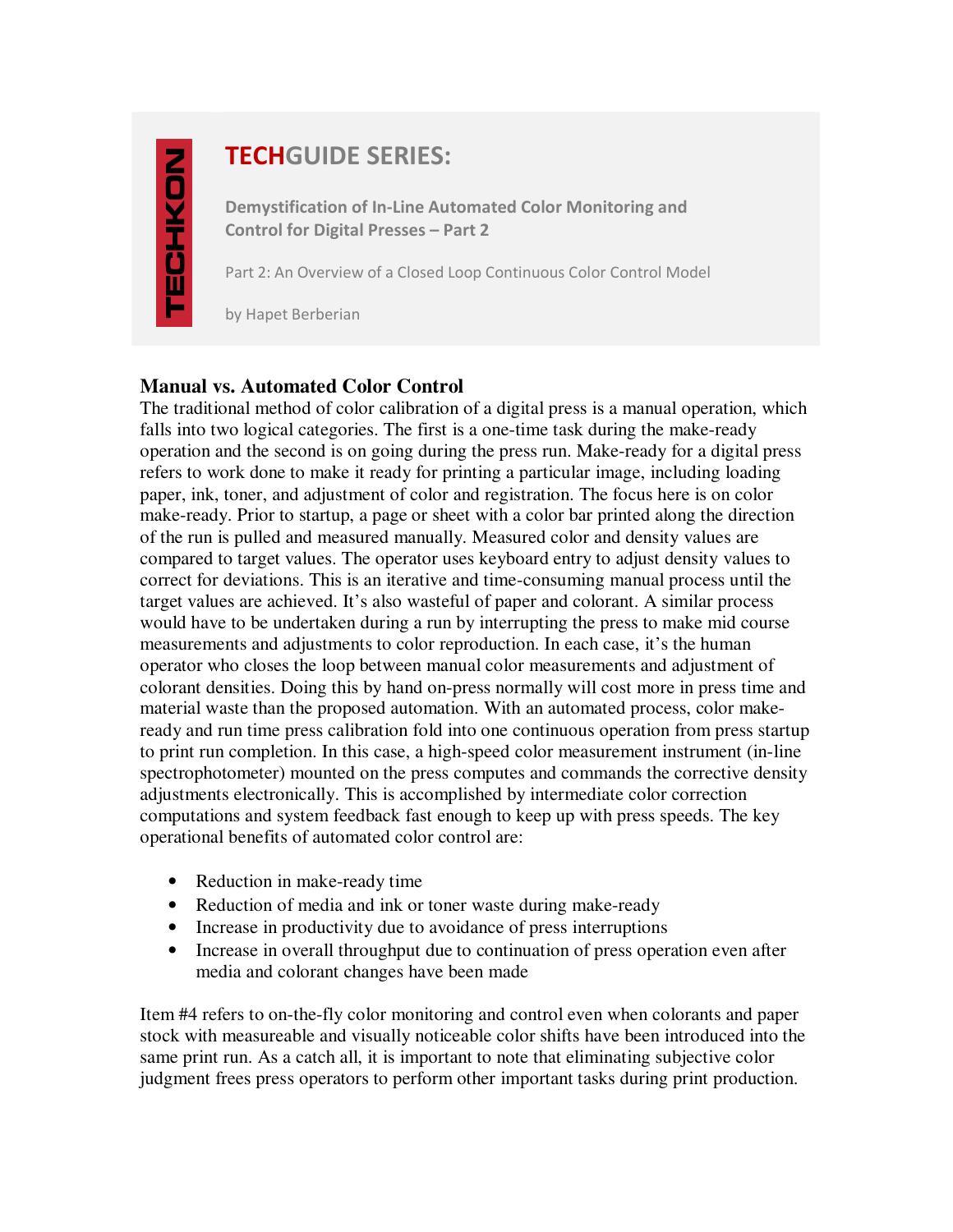TECHKON

# TECHGUIDE SERIES:

**Demystification of In-Line Automated Color Monitoring and Control for Digital Presses – Part 2**

Part 2: An Overview of a Closed Loop Continuous Color Control Model

by Hapet Berberian

## Manual vs. Automated Color Control

The traditional method of color calibration of a digital press is a manual operation, which falls into two logical categories. The first is a one-time task during the make-ready operation and the second is on going during the press run. Make-ready for a digital press refers to work done to make it ready for printing a particular image, including loading paper, ink, toner, and adjustment of color and registration. The focus here is on color make-ready. Prior to startup, a page or sheet with a color bar printed along the direction of the run is pulled and measured manually. Measured color and density values are compared to target values. The operator uses keyboard entry to adjust density values to correct for deviations. This is an iterative and time-consuming manual process until the target values are achieved. It's also wasteful of paper and colorant. A similar process would have to be undertaken during a run by interrupting the press to make mid course measurements and adjustments to color reproduction. In each case, it's the human operator who closes the loop between manual color measurements and adjustment of colorant densities. Doing this by hand on-press normally will cost more in press time and material waste than the proposed automation. With an automated process, color make-ready and run time press calibration fold into one continuous operation from press startup to print run completion. In this case, a high-speed color measurement instrument (in-line spectrophotometer) mounted on the press computes and commands the corrective density adjustments electronically. This is accomplished by intermediate color correction computations and system feedback fast enough to keep up with press speeds. The key operational benefits of automated color control are:

- Reduction in make-ready time
- Reduction of media and ink or toner waste during make-ready
- Increase in productivity due to avoidance of press interruptions
- Increase in overall throughput due to continuation of press operation even after media and colorant changes have been made

Item #4 refers to on-the-fly color monitoring and control even when colorants and paper stock with measureable and visually noticeable color shifts have been introduced into the same print run. As a catch all, it is important to note that eliminating subjective color judgment frees press operators to perform other important tasks during print production.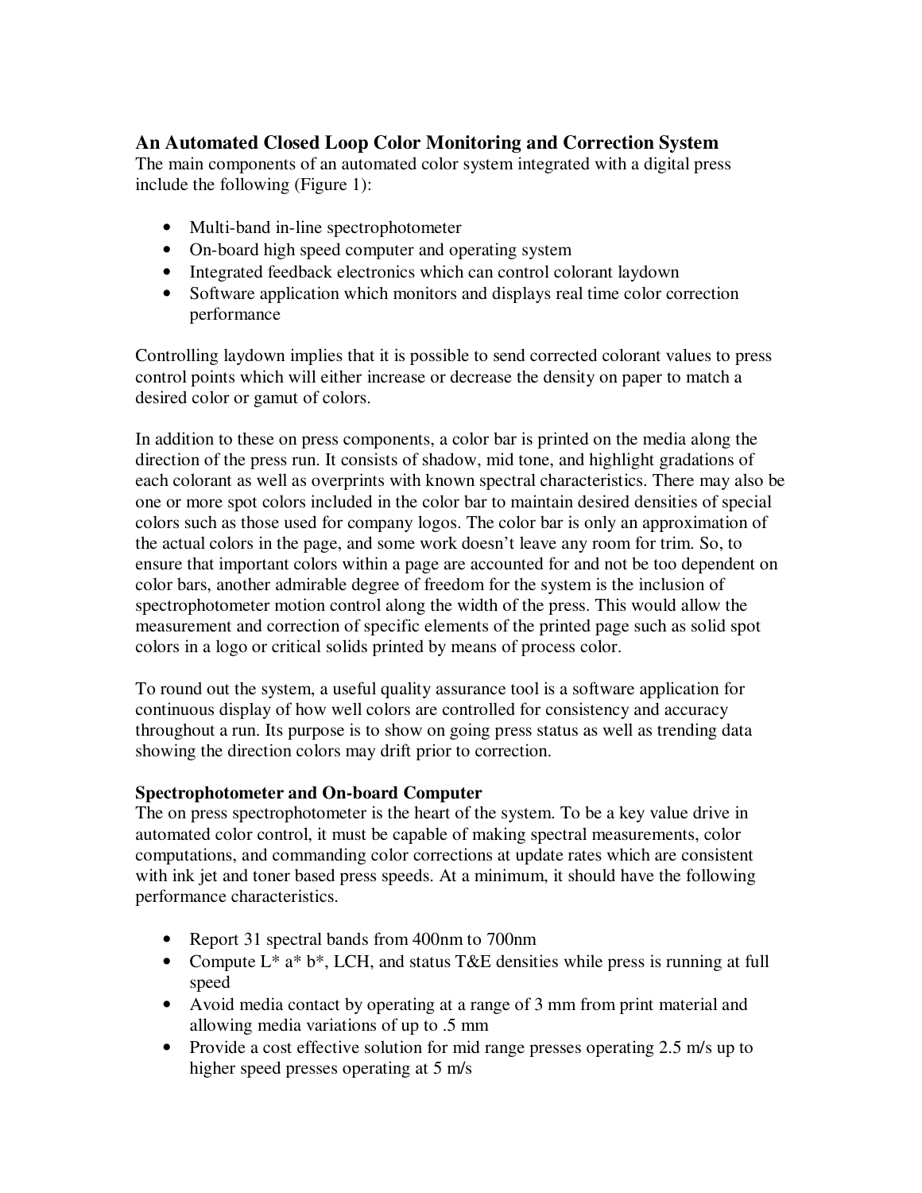## An Automated Closed Loop Color Monitoring and Correction System

The main components of an automated color system integrated with a digital press include the following (Figure 1):

- Multi-band in-line spectrophotometer
- On-board high speed computer and operating system
- Integrated feedback electronics which can control colorant laydown
- Software application which monitors and displays real time color correction performance

Controlling laydown implies that it is possible to send corrected colorant values to press control points which will either increase or decrease the density on paper to match a desired color or gamut of colors.

In addition to these on press components, a color bar is printed on the media along the direction of the press run. It consists of shadow, mid tone, and highlight gradations of each colorant as well as overprints with known spectral characteristics. There may also be one or more spot colors included in the color bar to maintain desired densities of special colors such as those used for company logos. The color bar is only an approximation of the actual colors in the page, and some work doesn't leave any room for trim. So, to ensure that important colors within a page are accounted for and not be too dependent on color bars, another admirable degree of freedom for the system is the inclusion of spectrophotometer motion control along the width of the press. This would allow the measurement and correction of specific elements of the printed page such as solid spot colors in a logo or critical solids printed by means of process color.

To round out the system, a useful quality assurance tool is a software application for continuous display of how well colors are controlled for consistency and accuracy throughout a run. Its purpose is to show on going press status as well as trending data showing the direction colors may drift prior to correction.

### Spectrophotometer and On-board Computer

The on press spectrophotometer is the heart of the system. To be a key value drive in automated color control, it must be capable of making spectral measurements, color computations, and commanding color corrections at update rates which are consistent with ink jet and toner based press speeds. At a minimum, it should have the following performance characteristics.

- Report 31 spectral bands from 400nm to 700nm
- Compute L* a* b*, LCH, and status T&E densities while press is running at full speed
- Avoid media contact by operating at a range of 3 mm from print material and allowing media variations of up to .5 mm
- Provide a cost effective solution for mid range presses operating 2.5 m/s up to higher speed presses operating at 5 m/s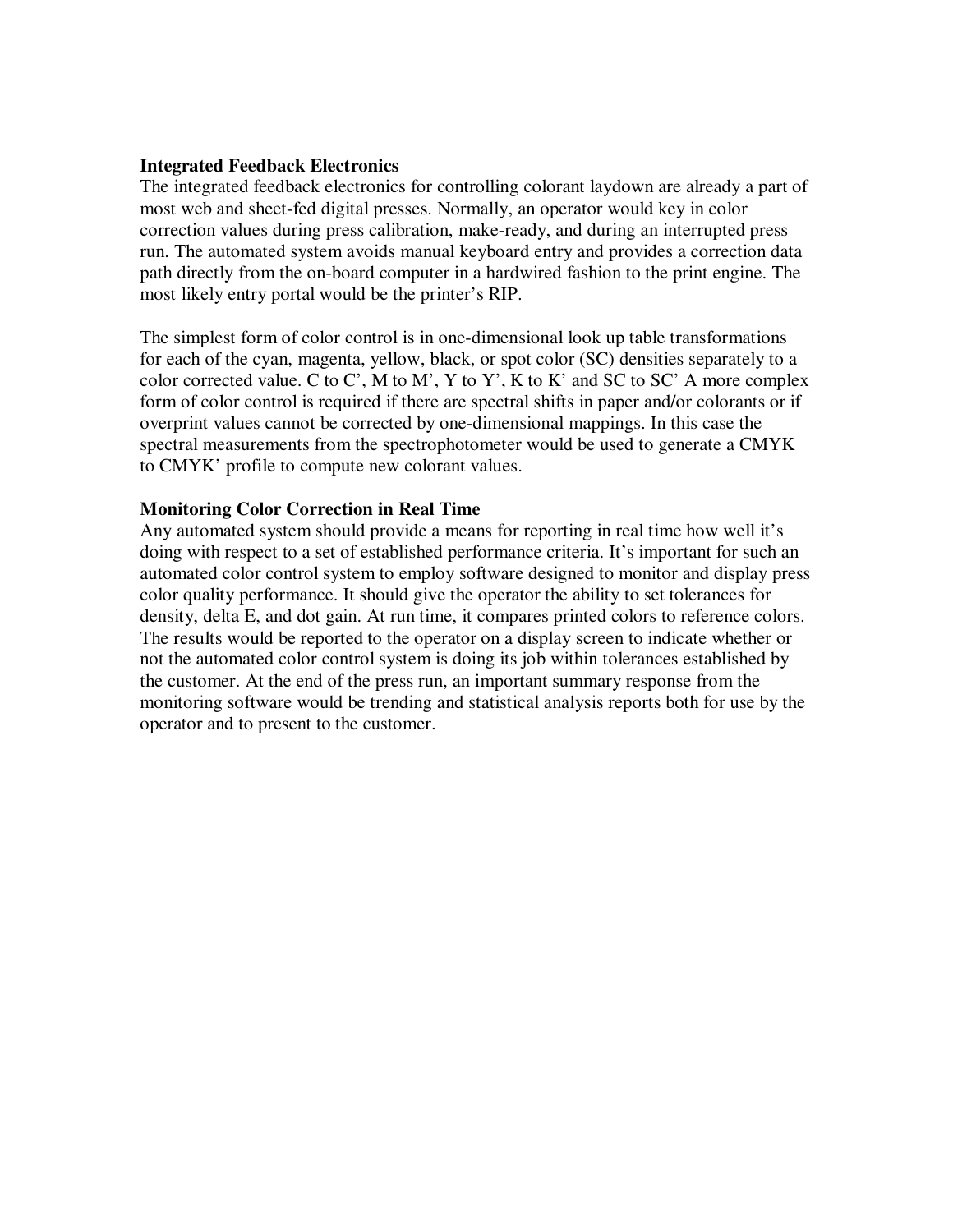**Integrated Feedback Electronics**

The integrated feedback electronics for controlling colorant laydown are already a part of most web and sheet-fed digital presses. Normally, an operator would key in color correction values during press calibration, make-ready, and during an interrupted press run. The automated system avoids manual keyboard entry and provides a correction data path directly from the on-board computer in a hardwired fashion to the print engine. The most likely entry portal would be the printer's RIP.

The simplest form of color control is in one-dimensional look up table transformations for each of the cyan, magenta, yellow, black, or spot color (SC) densities separately to a color corrected value. C to C', M to M', Y to Y', K to K' and SC to SC' A more complex form of color control is required if there are spectral shifts in paper and/or colorants or if overprint values cannot be corrected by one-dimensional mappings. In this case the spectral measurements from the spectrophotometer would be used to generate a CMYK to CMYK' profile to compute new colorant values.

**Monitoring Color Correction in Real Time**

Any automated system should provide a means for reporting in real time how well it's doing with respect to a set of established performance criteria. It's important for such an automated color control system to employ software designed to monitor and display press color quality performance. It should give the operator the ability to set tolerances for density, delta E, and dot gain. At run time, it compares printed colors to reference colors. The results would be reported to the operator on a display screen to indicate whether or not the automated color control system is doing its job within tolerances established by the customer. At the end of the press run, an important summary response from the monitoring software would be trending and statistical analysis reports both for use by the operator and to present to the customer.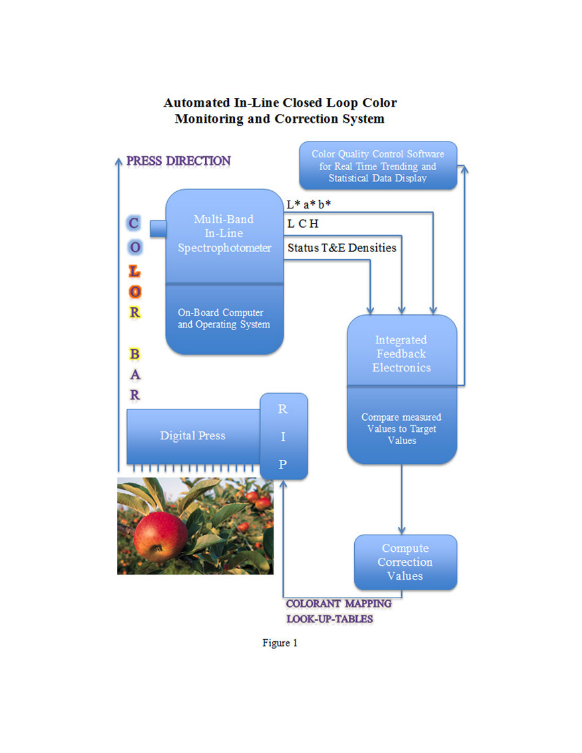**Automated In-Line Closed Loop Color Monitoring and Correction System**

PRESS DIRECTION

Color Quality Control Software for Real Time Trending and Statistical Data Display

Multi-Band In-Line Spectrophotometer

On-Board Computer and Operating System

L* a* b*

L C H

Status T&E Densities

COLOR BAR

Integrated Feedback Electronics

Compare measured Values to Target Values

Digital Press

RIP

Compute Correction Values

COLORANT MAPPING LOOK-UP-TABLES

Figure 1